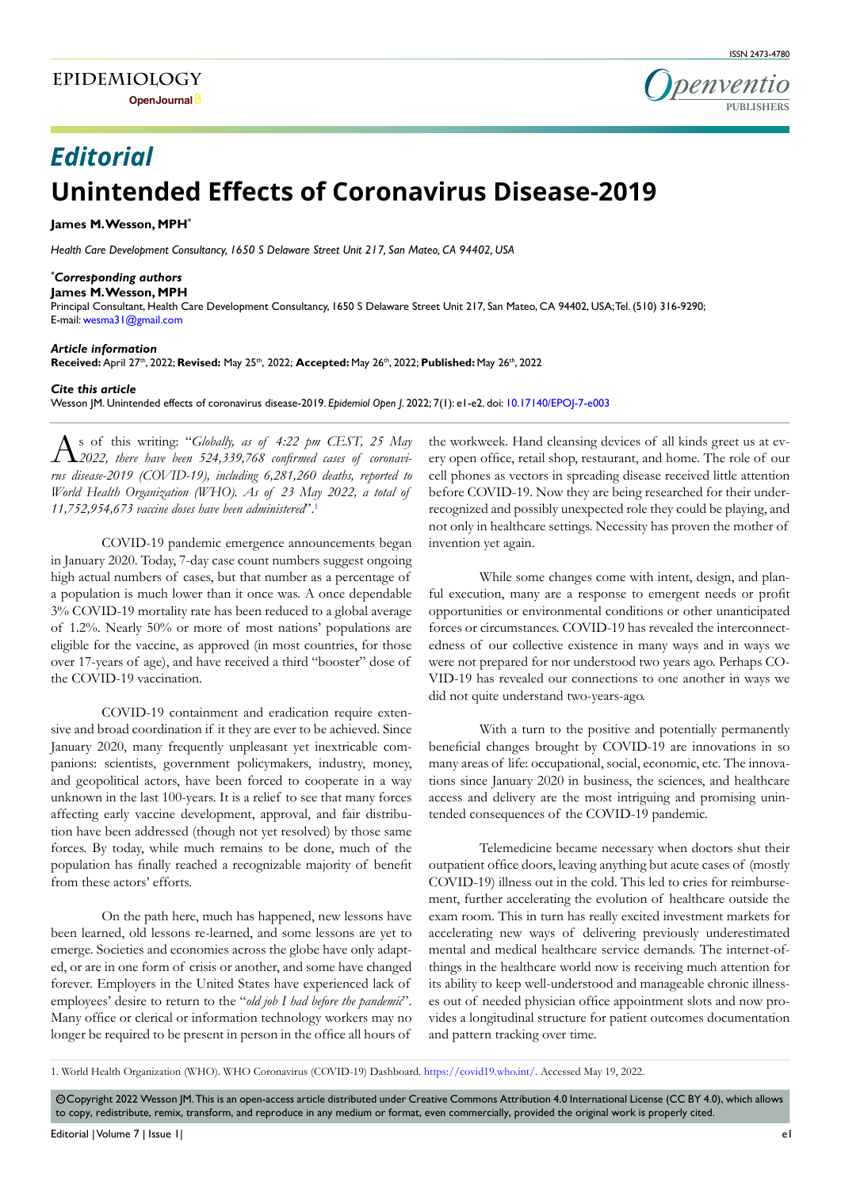EPIDEMIOLOGY
OpenJournal

ISSN 2473-4780

Openventio PUBLISHERS

*Editorial*

# Unintended Effects of Coronavirus Disease-2019

**James M. Wesson, MPH***

*Health Care Development Consultancy, 1650 S Delaware Street Unit 217, San Mateo, CA 94402, USA*

***Corresponding authors**
**James M. Wesson, MPH**
Principal Consultant, Health Care Development Consultancy, 1650 S Delaware Street Unit 217, San Mateo, CA 94402, USA; Tel. (510) 316-9290; E-mail: wesma31@gmail.com

***Article information***
**Received:** April 27th, 2022; **Revised:** May 25th, 2022; **Accepted:** May 26th, 2022; **Published:** May 26th, 2022

***Cite this article***
Wesson JM. Unintended effects of coronavirus disease-2019. *Epidemiol Open J*. 2022; 7(1): e1-e2. doi: 10.17140/EPOJ-7-e003

As of this writing: "*Globally, as of 4:22 pm CEST, 25 May 2022, there have been 524,339,768 confirmed cases of coronavirus disease-2019 (COVID-19), including 6,281,260 deaths, reported to World Health Organization (WHO). As of 23 May 2022, a total of 11,752,954,673 vaccine doses have been administered*".[1]

COVID-19 pandemic emergence announcements began in January 2020. Today, 7-day case count numbers suggest ongoing high actual numbers of cases, but that number as a percentage of a population is much lower than it once was. A once dependable 3% COVID-19 mortality rate has been reduced to a global average of 1.2%. Nearly 50% or more of most nations' populations are eligible for the vaccine, as approved (in most countries, for those over 17-years of age), and have received a third "booster" dose of the COVID-19 vaccination.

COVID-19 containment and eradication require extensive and broad coordination if it they are ever to be achieved. Since January 2020, many frequently unpleasant yet inextricable companions: scientists, government policymakers, industry, money, and geopolitical actors, have been forced to cooperate in a way unknown in the last 100-years. It is a relief to see that many forces affecting early vaccine development, approval, and fair distribution have been addressed (though not yet resolved) by those same forces. By today, while much remains to be done, much of the population has finally reached a recognizable majority of benefit from these actors' efforts.

On the path here, much has happened, new lessons have been learned, old lessons re-learned, and some lessons are yet to emerge. Societies and economies across the globe have only adapted, or are in one form of crisis or another, and some have changed forever. Employers in the United States have experienced lack of employees' desire to return to the "*old job I had before the pandemic*". Many office or clerical or information technology workers may no longer be required to be present in person in the office all hours of the workweek. Hand cleansing devices of all kinds greet us at every open office, retail shop, restaurant, and home. The role of our cell phones as vectors in spreading disease received little attention before COVID-19. Now they are being researched for their underrecognized and possibly unexpected role they could be playing, and not only in healthcare settings. Necessity has proven the mother of invention yet again.

While some changes come with intent, design, and planful execution, many are a response to emergent needs or profit opportunities or environmental conditions or other unanticipated forces or circumstances. COVID-19 has revealed the interconnectedness of our collective existence in many ways and in ways we were not prepared for nor understood two years ago. Perhaps COVID-19 has revealed our connections to one another in ways we did not quite understand two-years-ago.

With a turn to the positive and potentially permanently beneficial changes brought by COVID-19 are innovations in so many areas of life: occupational, social, economic, etc. The innovations since January 2020 in business, the sciences, and healthcare access and delivery are the most intriguing and promising unintended consequences of the COVID-19 pandemic.

Telemedicine became necessary when doctors shut their outpatient office doors, leaving anything but acute cases of (mostly COVID-19) illness out in the cold. This led to cries for reimbursement, further accelerating the evolution of healthcare outside the exam room. This in turn has really excited investment markets for accelerating new ways of delivering previously underestimated mental and medical healthcare service demands. The internet-of-things in the healthcare world now is receiving much attention for its ability to keep well-understood and manageable chronic illnesses out of needed physician office appointment slots and now provides a longitudinal structure for patient outcomes documentation and pattern tracking over time.

1. World Health Organization (WHO). WHO Coronavirus (COVID-19) Dashboard. https://covid19.who.int/. Accessed May 19, 2022.

©Copyright 2022 Wesson JM. This is an open-access article distributed under Creative Commons Attribution 4.0 International License (CC BY 4.0), which allows to copy, redistribute, remix, transform, and reproduce in any medium or format, even commercially, provided the original work is properly cited.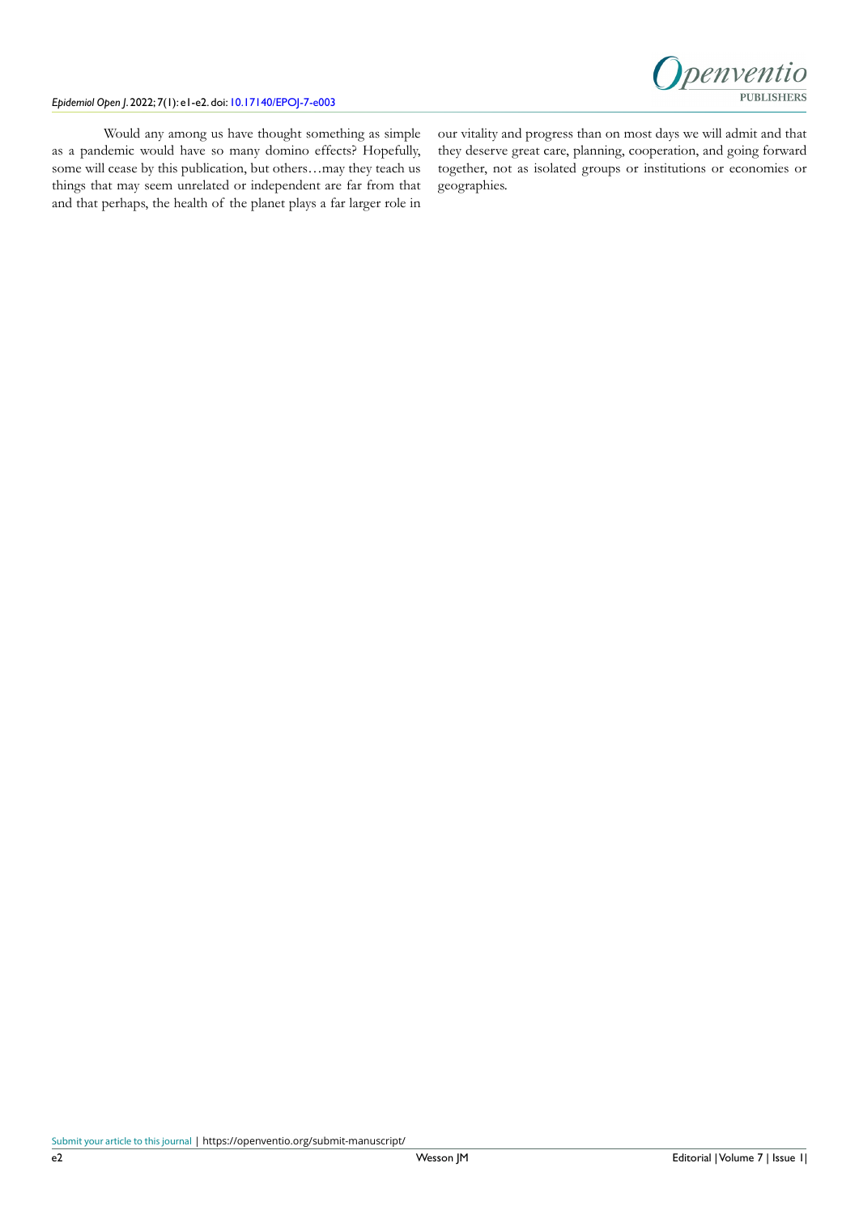Would any among us have thought something as simple as a pandemic would have so many domino effects? Hopefully, some will cease by this publication, but others…may they teach us things that may seem unrelated or independent are far from that and that perhaps, the health of the planet plays a far larger role in our vitality and progress than on most days we will admit and that they deserve great care, planning, cooperation, and going forward together, not as isolated groups or institutions or economies or geographies.